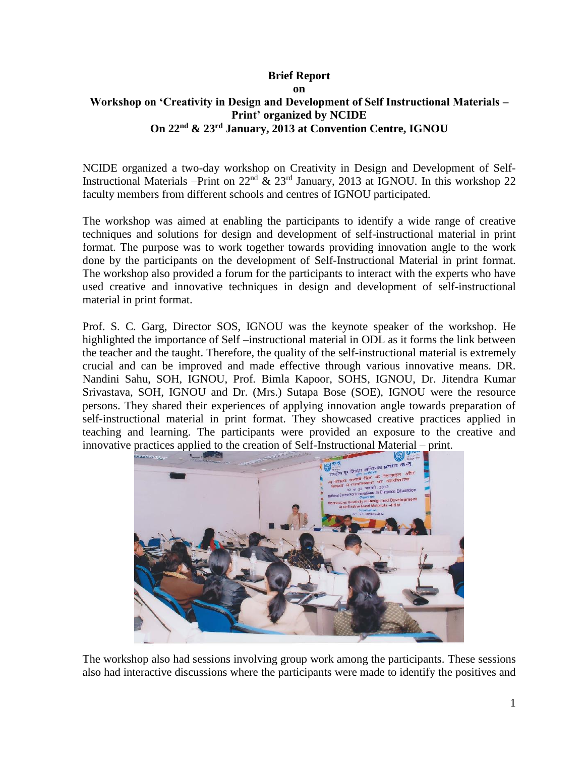**Brief Report**

**on**

**Workshop on 'Creativity in Design and Development of Self Instructional Materials – Print' organized by NCIDE**

**On 22nd & 23rd January, 2013 at Convention Centre, IGNOU**

NCIDE organized a two-day workshop on Creativity in Design and Development of Self-Instructional Materials –Print on 22nd & 23rd January, 2013 at IGNOU. In this workshop 22 faculty members from different schools and centres of IGNOU participated.

The workshop was aimed at enabling the participants to identify a wide range of creative techniques and solutions for design and development of self-instructional material in print format. The purpose was to work together towards providing innovation angle to the work done by the participants on the development of Self-Instructional Material in print format. The workshop also provided a forum for the participants to interact with the experts who have used creative and innovative techniques in design and development of self-instructional material in print format.

Prof. S. C. Garg, Director SOS, IGNOU was the keynote speaker of the workshop. He highlighted the importance of Self –instructional material in ODL as it forms the link between the teacher and the taught. Therefore, the quality of the self-instructional material is extremely crucial and can be improved and made effective through various innovative means. DR. Nandini Sahu, SOH, IGNOU, Prof. Bimla Kapoor, SOHS, IGNOU, Dr. Jitendra Kumar Srivastava, SOH, IGNOU and Dr. (Mrs.) Sutapa Bose (SOE), IGNOU were the resource persons. They shared their experiences of applying innovation angle towards preparation of self-instructional material in print format. They showcased creative practices applied in teaching and learning. The participants were provided an exposure to the creative and innovative practices applied to the creation of Self-Instructional Material – print.

The workshop also had sessions involving group work among the participants. These sessions also had interactive discussions where the participants were made to identify the positives and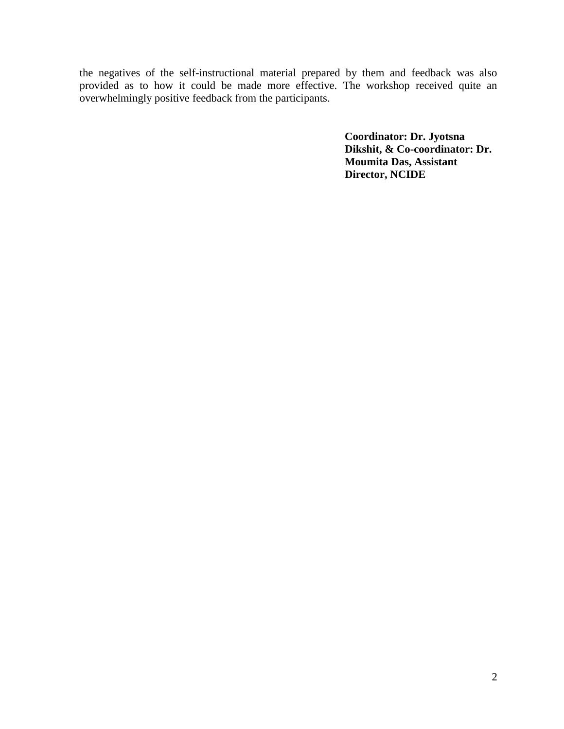the negatives of the self-instructional material prepared by them and feedback was also provided as to how it could be made more effective. The workshop received quite an overwhelmingly positive feedback from the participants.

**Coordinator: Dr. Jyotsna Dikshit, & Co-coordinator: Dr. Moumita Das, Assistant Director, NCIDE**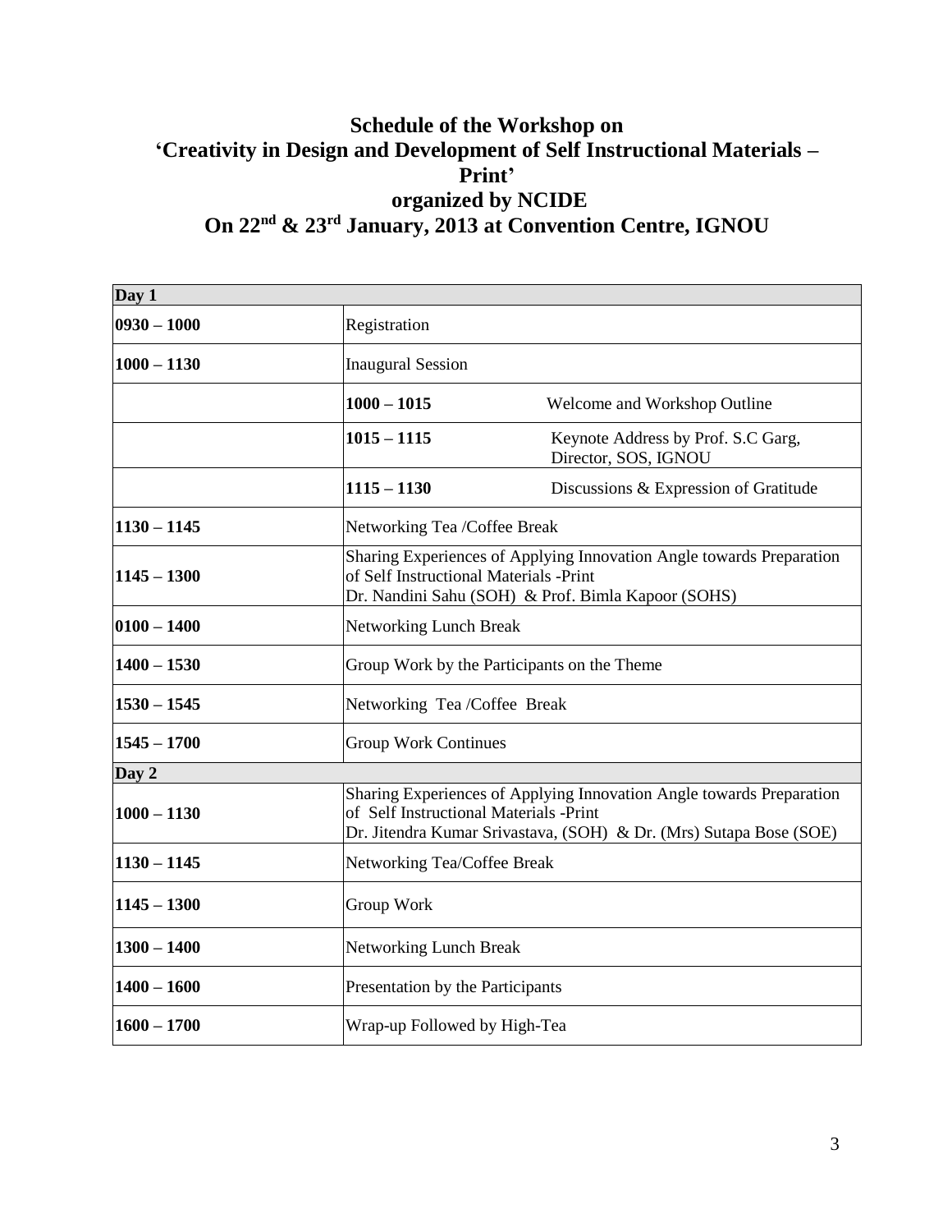# Schedule of the Workshop on 'Creativity in Design and Development of Self Instructional Materials – Print' organized by NCIDE On 22nd & 23rd January, 2013 at Convention Centre, IGNOU

| | | |
|---|---|---|
| **Day 1** | | |
| **0930 – 1000** | Registration | |
| **1000 – 1130** | Inaugural Session | |
| | **1000 – 1015** | Welcome and Workshop Outline |
| | **1015 – 1115** | Keynote Address by Prof. S.C Garg, Director, SOS, IGNOU |
| | **1115 – 1130** | Discussions & Expression of Gratitude |
| **1130 – 1145** | Networking Tea /Coffee Break | |
| **1145 – 1300** | Sharing Experiences of Applying Innovation Angle towards Preparation of Self Instructional Materials -Print<br>Dr. Nandini Sahu (SOH) & Prof. Bimla Kapoor (SOHS) | |
| **0100 – 1400** | Networking Lunch Break | |
| **1400 – 1530** | Group Work by the Participants on the Theme | |
| **1530 – 1545** | Networking Tea /Coffee Break | |
| **1545 – 1700** | Group Work Continues | |
| **Day 2** | | |
| **1000 – 1130** | Sharing Experiences of Applying Innovation Angle towards Preparation of Self Instructional Materials -Print<br>Dr. Jitendra Kumar Srivastava, (SOH) & Dr. (Mrs) Sutapa Bose (SOE) | |
| **1130 – 1145** | Networking Tea/Coffee Break | |
| **1145 – 1300** | Group Work | |
| **1300 – 1400** | Networking Lunch Break | |
| **1400 – 1600** | Presentation by the Participants | |
| **1600 – 1700** | Wrap-up Followed by High-Tea | |